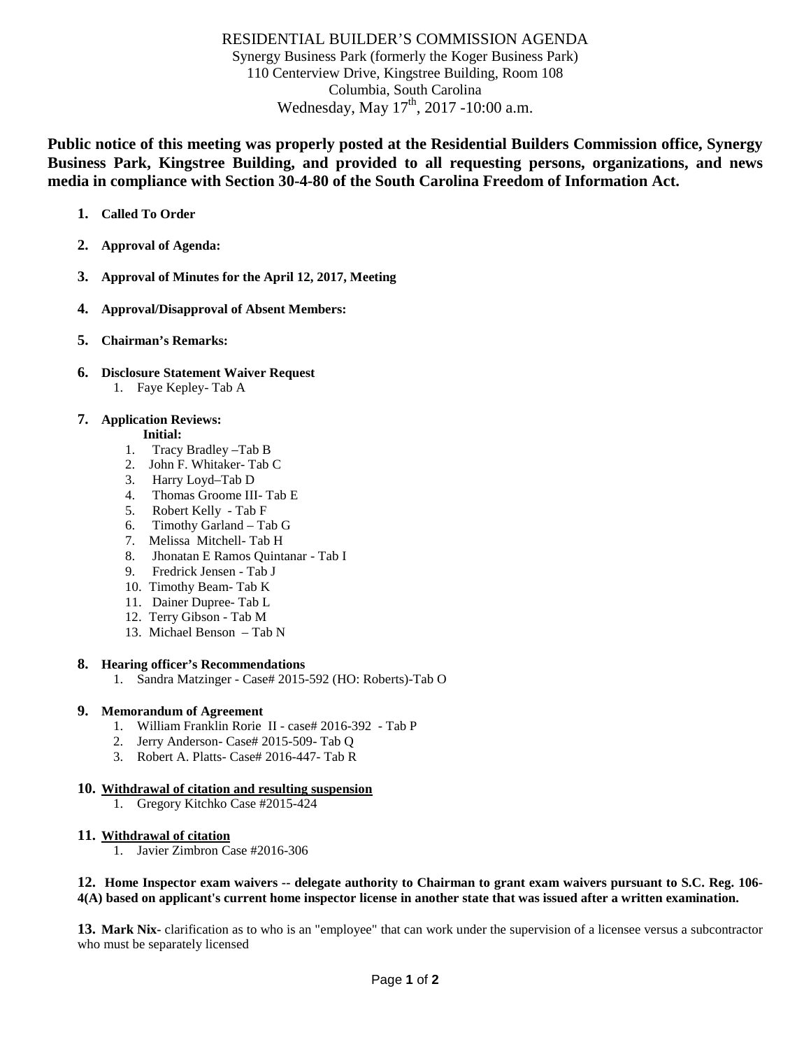# RESIDENTIAL BUILDER'S COMMISSION AGENDA

Synergy Business Park (formerly the Koger Business Park)
110 Centerview Drive, Kingstree Building, Room 108
Columbia, South Carolina
Wednesday, May 17th, 2017 -10:00 a.m.

**Public notice of this meeting was properly posted at the Residential Builders Commission office, Synergy Business Park, Kingstree Building, and provided to all requesting persons, organizations, and news media in compliance with Section 30-4-80 of the South Carolina Freedom of Information Act.**

1. **Called To Order**

2. **Approval of Agenda:**

3. **Approval of Minutes for the April 12, 2017, Meeting**

4. **Approval/Disapproval of Absent Members:**

5. **Chairman's Remarks:**

6. **Disclosure Statement Waiver Request**
   1. Faye Kepley- Tab A

7. **Application Reviews:**

   **Initial:**
   1. Tracy Bradley –Tab B
   2. John F. Whitaker- Tab C
   3. Harry Loyd–Tab D
   4. Thomas Groome III- Tab E
   5. Robert Kelly - Tab F
   6. Timothy Garland – Tab G
   7. Melissa Mitchell- Tab H
   8. Jhonatan E Ramos Quintanar - Tab I
   9. Fredrick Jensen - Tab J
   10. Timothy Beam- Tab K
   11. Dainer Dupree- Tab L
   12. Terry Gibson - Tab M
   13. Michael Benson – Tab N

8. **Hearing officer's Recommendations**
   1. Sandra Matzinger - Case# 2015-592 (HO: Roberts)-Tab O

9. **Memorandum of Agreement**
   1. William Franklin Rorie II - case# 2016-392 - Tab P
   2. Jerry Anderson- Case# 2015-509- Tab Q
   3. Robert A. Platts- Case# 2016-447- Tab R

10. **Withdrawal of citation and resulting suspension**
    1. Gregory Kitchko Case #2015-424

11. **Withdrawal of citation**
    1. Javier Zimbron Case #2016-306

12. **Home Inspector exam waivers -- delegate authority to Chairman to grant exam waivers pursuant to S.C. Reg. 106-4(A) based on applicant's current home inspector license in another state that was issued after a written examination.**

13. **Mark Nix-** clarification as to who is an "employee" that can work under the supervision of a licensee versus a subcontractor who must be separately licensed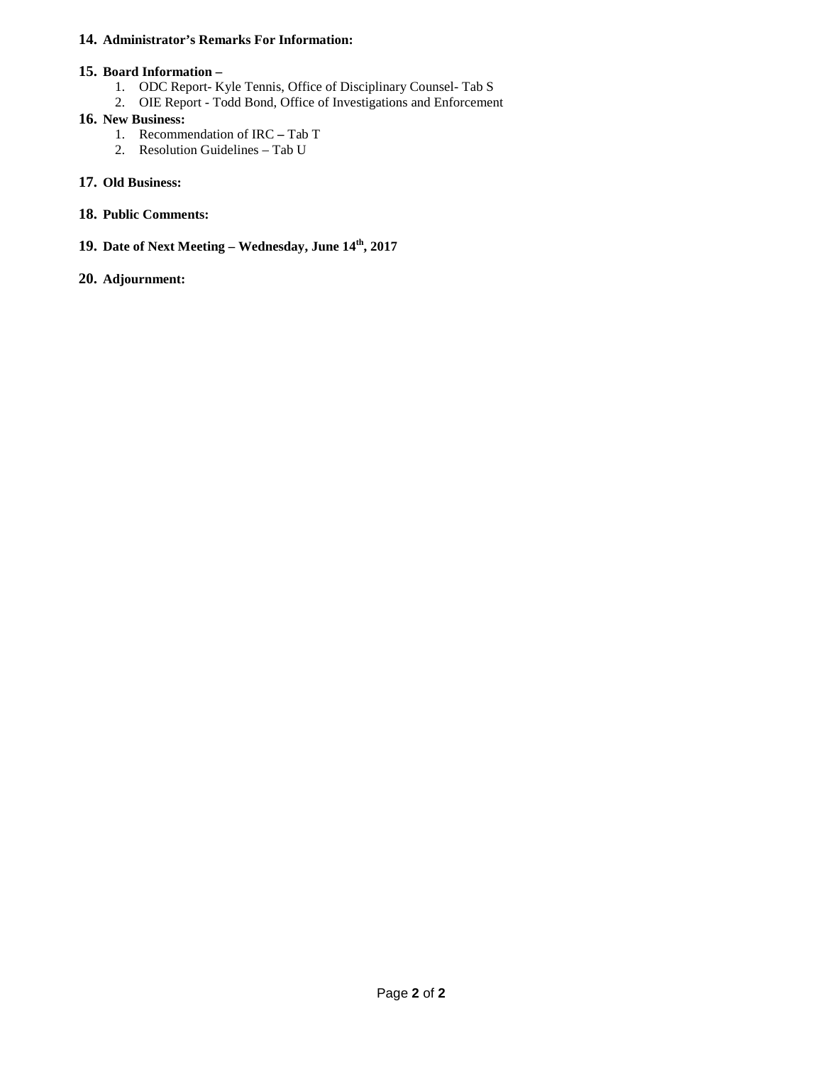**14. Administrator's Remarks For Information:**

**15. Board Information –**

1. ODC Report- Kyle Tennis, Office of Disciplinary Counsel- Tab S
2. OIE Report - Todd Bond, Office of Investigations and Enforcement

**16. New Business:**

1. Recommendation of IRC – Tab T
2. Resolution Guidelines – Tab U

**17. Old Business:**

**18. Public Comments:**

**19. Date of Next Meeting – Wednesday, June 14th, 2017**

**20. Adjournment:**